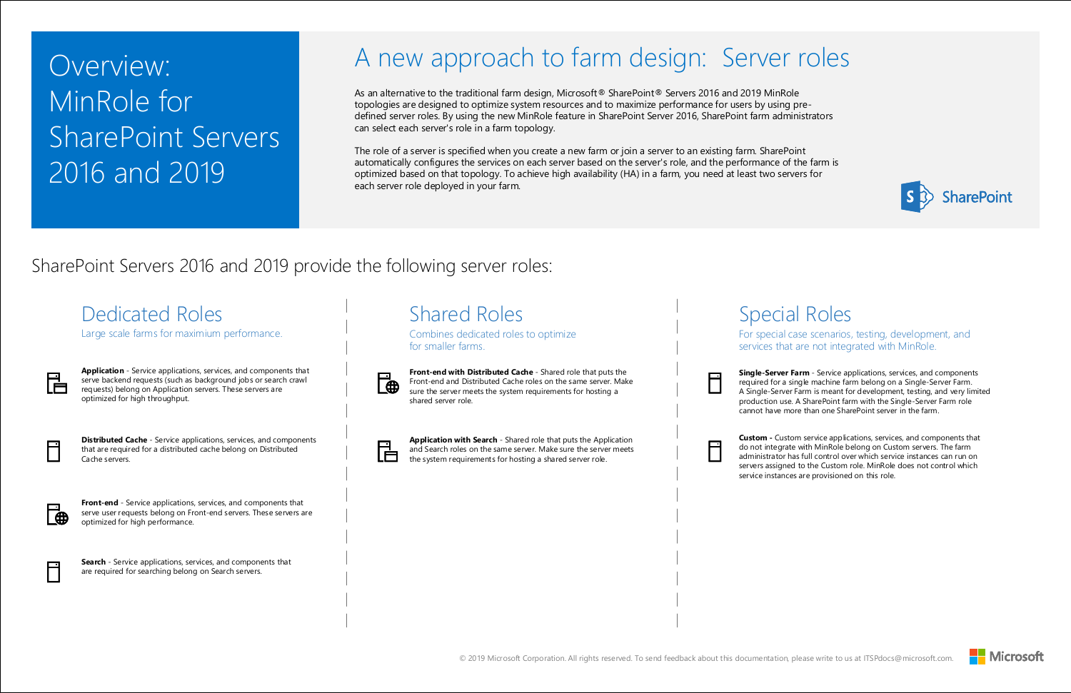# Overview: MinRole for SharePoint Servers 2016 and 2019

## A new approach to farm design: Server roles

As an alternative to the traditional farm design, Microsoft® SharePoint® Servers 2016 and 2019 MinRole topologies are designed to optimize system resources and to maximize performance for users by using pre-defined server roles. By using the new MinRole feature in SharePoint Server 2016, SharePoint farm administrators can select each server's role in a farm topology.

The role of a server is specified when you create a new farm or join a server to an existing farm. SharePoint automatically configures the services on each server based on the server's role, and the performance of the farm is optimized based on that topology. To achieve high availability (HA) in a farm, you need at least two servers for each server role deployed in your farm.

SharePoint Servers 2016 and 2019 provide the following server roles:

### Dedicated Roles

Large scale farms for maximium performance.

**Application** - Service applications, services, and components that serve backend requests (such as background jobs or search crawl requests) belong on Application servers. These servers are optimized for high throughput.

**Distributed Cache** - Service applications, services, and components that are required for a distributed cache belong on Distributed Cache servers.

**Front-end** - Service applications, services, and components that serve user requests belong on Front-end servers. These servers are optimized for high performance.

**Search** - Service applications, services, and components that are required for searching belong on Search servers.

### Shared Roles

Combines dedicated roles to optimize for smaller farms.

**Front-end with Distributed Cache** - Shared role that puts the Front-end and Distributed Cache roles on the same server. Make sure the server meets the system requirements for hosting a shared server role.

**Application with Search** - Shared role that puts the Application and Search roles on the same server. Make sure the server meets the system requirements for hosting a shared server role.

### Special Roles

For special case scenarios, testing, development, and services that are not integrated with MinRole.

**Single-Server Farm** - Service applications, services, and components required for a single machine farm belong on a Single-Server Farm. A Single-Server Farm is meant for development, testing, and very limited production use. A SharePoint farm with the Single-Server Farm role cannot have more than one SharePoint server in the farm.

**Custom** - Custom service applications, services, and components that do not integrate with MinRole belong on Custom servers. The farm administrator has full control over which service instances can run on servers assigned to the Custom role. MinRole does not control which service instances are provisioned on this role.

© 2019 Microsoft Corporation. All rights reserved. To send feedback about this documentation, please write to us at ITSPdocs@microsoft.com.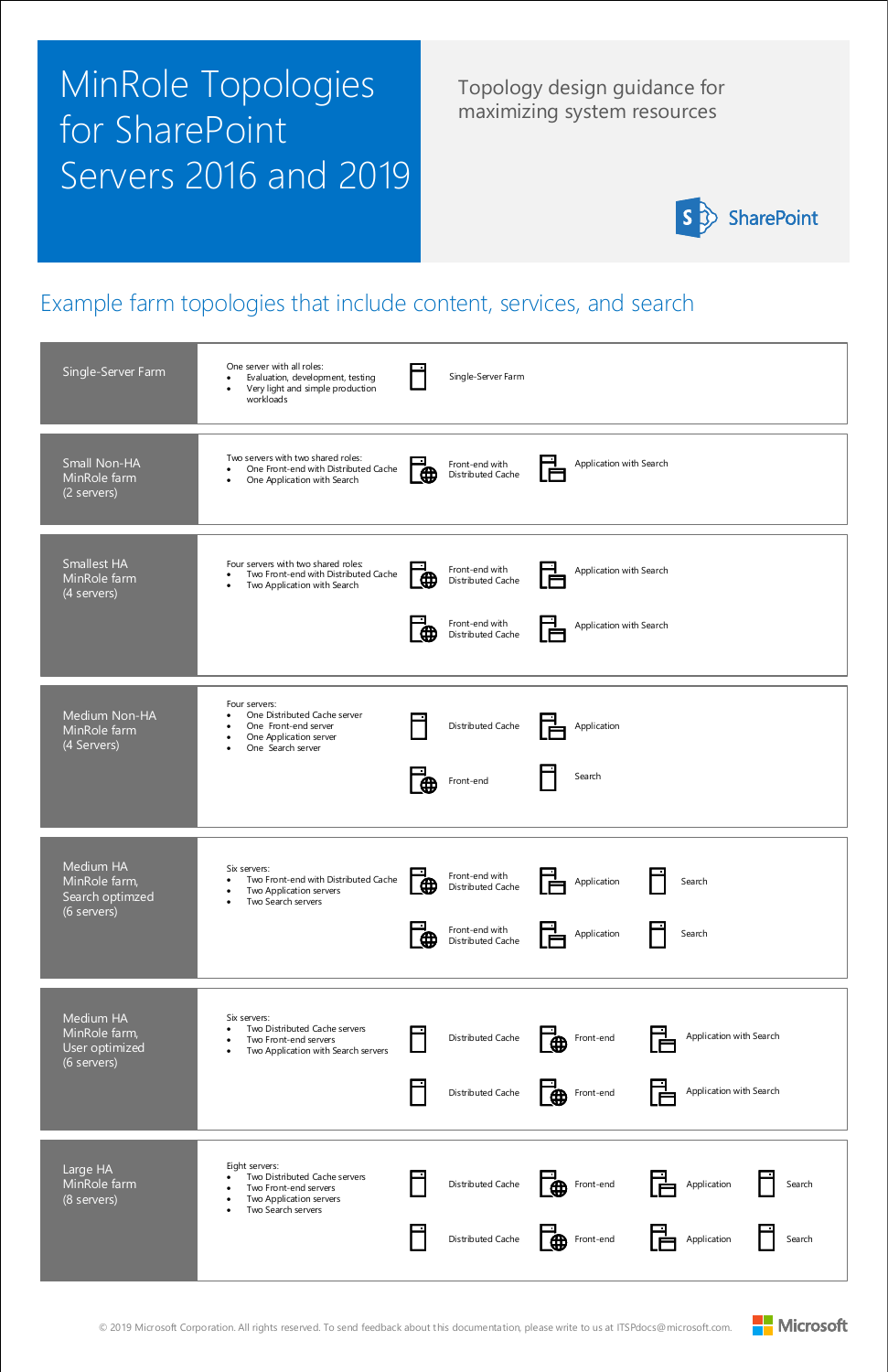# MinRole Topologies for SharePoint Servers 2016 and 2019

Topology design guidance for maximizing system resources

SharePoint

## Example farm topologies that include content, services, and search

| Farm | Description | Servers |
| --- | --- | --- |
| Single-Server Farm | One server with all roles:<br>• Evaluation, development, testing<br>• Very light and simple production workloads | Single-Server Farm |
| Small Non-HA MinRole farm (2 servers) | Two servers with two shared roles:<br>• One Front-end with Distributed Cache<br>• One Application with Search | Front-end with Distributed Cache; Application with Search |
| Smallest HA MinRole farm (4 servers) | Four servers with two shared roles:<br>• Two Front-end with Distributed Cache<br>• Two Application with Search | Front-end with Distributed Cache; Application with Search; Front-end with Distributed Cache; Application with Search |
| Medium Non-HA MinRole farm (4 Servers) | Four servers:<br>• One Distributed Cache server<br>• One Front-end server<br>• One Application server<br>• One Search server | Distributed Cache; Application; Front-end; Search |
| Medium HA MinRole farm, Search optimzed (6 servers) | Six servers:<br>• Two Front-end with Distributed Cache<br>• Two Application servers<br>• Two Search servers | Front-end with Distributed Cache; Application; Search; Front-end with Distributed Cache; Application; Search |
| Medium HA MinRole farm, User optimized (6 servers) | Six servers:<br>• Two Distributed Cache servers<br>• Two Front-end servers<br>• Two Application with Search servers | Distributed Cache; Front-end; Application with Search; Distributed Cache; Front-end; Application with Search |
| Large HA MinRole farm (8 servers) | Eight servers:<br>• Two Distributed Cache servers<br>• Two Front-end servers<br>• Two Application servers<br>• Two Search servers | Distributed Cache; Front-end; Application; Search; Distributed Cache; Front-end; Application; Search |

© 2019 Microsoft Corporation. All rights reserved. To send feedback about this documentation, please write to us at ITSPdocs@microsoft.com.

Microsoft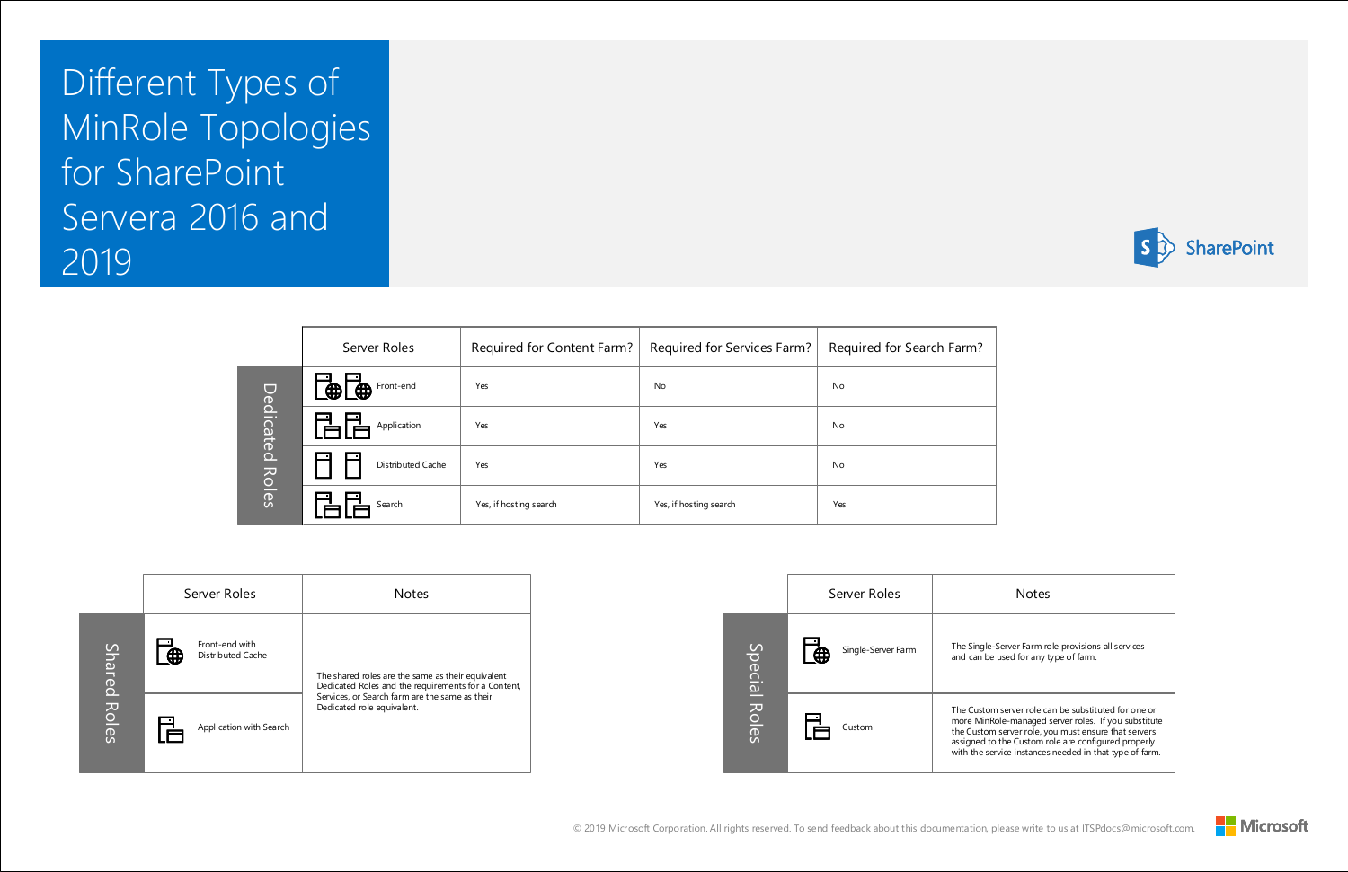# Different Types of MinRole Topologies for SharePoint Servera 2016 and 2019

SharePoint

## Dedicated Roles

| Server Roles | Required for Content Farm? | Required for Services Farm? | Required for Search Farm? |
|---|---|---|---|
| Front-end | Yes | No | No |
| Application | Yes | Yes | No |
| Distributed Cache | Yes | Yes | No |
| Search | Yes, if hosting search | Yes, if hosting search | Yes |

## Shared Roles

| Server Roles | Notes |
|---|---|
| Front-end with Distributed Cache | The shared roles are the same as their equivalent Dedicated Roles and the requirements for a Content, Services, or Search farm are the same as their Dedicated role equivalent. |
| Application with Search | |

## Special Roles

| Server Roles | Notes |
|---|---|
| Single-Server Farm | The Single-Server Farm role provisions all services and can be used for any type of farm. |
| Custom | The Custom server role can be substituted for one or more MinRole-managed server roles. If you substitute the Custom server role, you must ensure that servers assigned to the Custom role are configured properly with the service instances needed in that type of farm. |

© 2019 Microsoft Corporation. All rights reserved. To send feedback about this documentation, please write to us at ITSPdocs@microsoft.com.

Microsoft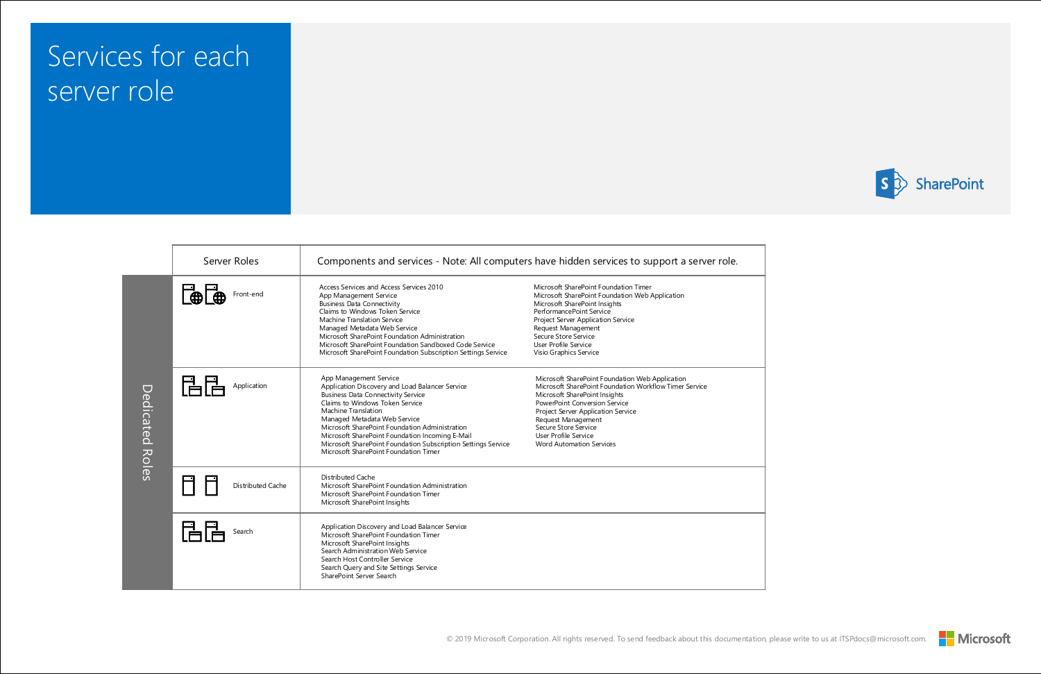# Services for each server role

SharePoint

| | Server Roles | Components and services - Note: All computers have hidden services to support a server role. | |
|---|---|---|---|
| Dedicated Roles | Front-end | Access Services and Access Services 2010<br>App Management Service<br>Business Data Connectivity<br>Claims to Windows Token Service<br>Machine Translation Service<br>Managed Metadata Web Service<br>Microsoft SharePoint Foundation Administration<br>Microsoft SharePoint Foundation Sandboxed Code Service<br>Microsoft SharePoint Foundation Subscription Settings Service | Microsoft SharePoint Foundation Timer<br>Microsoft SharePoint Foundation Web Application<br>Microsoft SharePoint Insights<br>PerformancePoint Service<br>Project Server Application Service<br>Request Management<br>Secure Store Service<br>User Profile Service<br>Visio Graphics Service |
| | Application | App Management Service<br>Application Discovery and Load Balancer Service<br>Business Data Connectivity Service<br>Claims to Windows Token Service<br>Machine Translation<br>Managed Metadata Web Service<br>Microsoft SharePoint Foundation Administration<br>Microsoft SharePoint Foundation Incoming E-Mail<br>Microsoft SharePoint Foundation Subscription Settings Service<br>Microsoft SharePoint Foundation Timer | Microsoft SharePoint Foundation Web Application<br>Microsoft SharePoint Foundation Workflow Timer Service<br>Microsoft SharePoint Insights<br>PowerPoint Conversion Service<br>Project Server Application Service<br>Request Management<br>Secure Store Service<br>User Profile Service<br>Word Automation Services |
| | Distributed Cache | Distributed Cache<br>Microsoft SharePoint Foundation Administration<br>Microsoft SharePoint Foundation Timer<br>Microsoft SharePoint Insights | |
| | Search | Application Discovery and Load Balancer Service<br>Microsoft SharePoint Foundation Timer<br>Microsoft SharePoint Insights<br>Search Administration Web Service<br>Search Host Controller Service<br>Search Query and Site Settings Service<br>SharePoint Server Search | |

© 2019 Microsoft Corporation. All rights reserved. To send feedback about this documentation, please write to us at ITSPdocs@microsoft.com.

Microsoft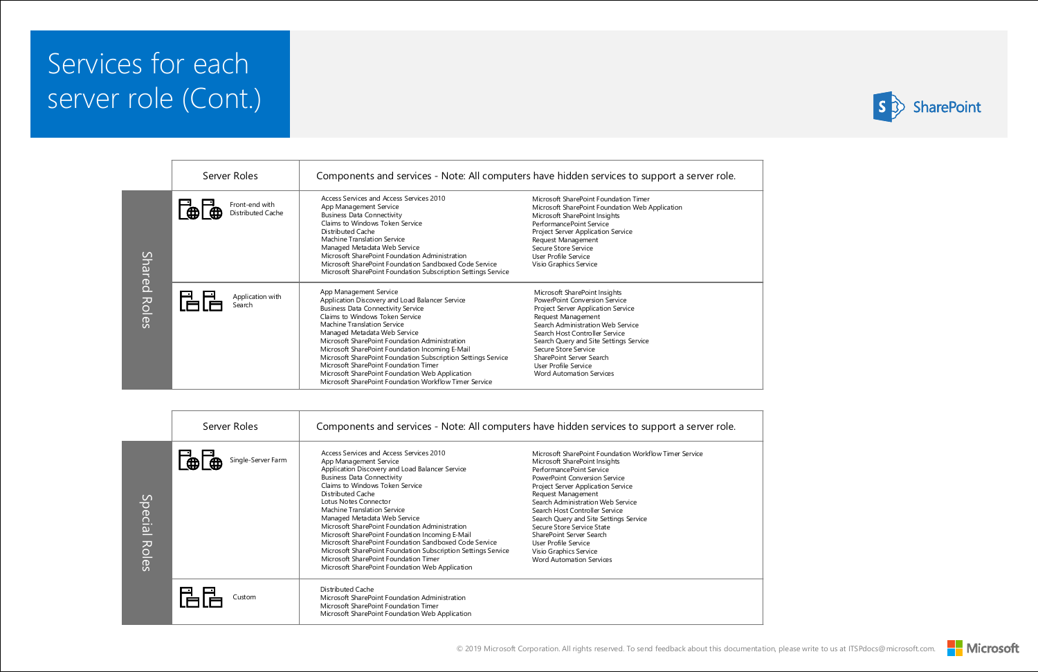# Services for each server role (Cont.)

SharePoint

## Shared Roles

| Server Roles | Components and services - Note: All computers have hidden services to support a server role. |
| --- | --- |
| Front-end with Distributed Cache | Access Services and Access Services 2010<br>App Management Service<br>Business Data Connectivity<br>Claims to Windows Token Service<br>Distributed Cache<br>Machine Translation Service<br>Managed Metadata Web Service<br>Microsoft SharePoint Foundation Administration<br>Microsoft SharePoint Foundation Sandboxed Code Service<br>Microsoft SharePoint Foundation Subscription Settings Service<br>Microsoft SharePoint Foundation Timer<br>Microsoft SharePoint Foundation Web Application<br>Microsoft SharePoint Insights<br>PerformancePoint Service<br>Project Server Application Service<br>Request Management<br>Secure Store Service<br>User Profile Service<br>Visio Graphics Service |
| Application with Search | App Management Service<br>Application Discovery and Load Balancer Service<br>Business Data Connectivity Service<br>Claims to Windows Token Service<br>Machine Translation Service<br>Managed Metadata Web Service<br>Microsoft SharePoint Foundation Administration<br>Microsoft SharePoint Foundation Incoming E-Mail<br>Microsoft SharePoint Foundation Subscription Settings Service<br>Microsoft SharePoint Foundation Timer<br>Microsoft SharePoint Foundation Web Application<br>Microsoft SharePoint Foundation Workflow Timer Service<br>Microsoft SharePoint Insights<br>PowerPoint Conversion Service<br>Project Server Application Service<br>Request Management<br>Search Administration Web Service<br>Search Host Controller Service<br>Search Query and Site Settings Service<br>Secure Store Service<br>SharePoint Server Search<br>User Profile Service<br>Word Automation Services |

## Special Roles

| Server Roles | Components and services - Note: All computers have hidden services to support a server role. |
| --- | --- |
| Single-Server Farm | Access Services and Access Services 2010<br>App Management Service<br>Application Discovery and Load Balancer Service<br>Business Data Connectivity<br>Claims to Windows Token Service<br>Distributed Cache<br>Lotus Notes Connector<br>Machine Translation Service<br>Managed Metadata Web Service<br>Microsoft SharePoint Foundation Administration<br>Microsoft SharePoint Foundation Incoming E-Mail<br>Microsoft SharePoint Foundation Sandboxed Code Service<br>Microsoft SharePoint Foundation Subscription Settings Service<br>Microsoft SharePoint Foundation Timer<br>Microsoft SharePoint Foundation Web Application<br>Microsoft SharePoint Foundation Workflow Timer Service<br>Microsoft SharePoint Insights<br>PerformancePoint Service<br>PowerPoint Conversion Service<br>Project Server Application Service<br>Request Management<br>Search Administration Web Service<br>Search Host Controller Service<br>Search Query and Site Settings Service<br>Secure Store Service State<br>SharePoint Server Search<br>User Profile Service<br>Visio Graphics Service<br>Word Automation Services |
| Custom | Distributed Cache<br>Microsoft SharePoint Foundation Administration<br>Microsoft SharePoint Foundation Timer<br>Microsoft SharePoint Foundation Web Application |

© 2019 Microsoft Corporation. All rights reserved. To send feedback about this documentation, please write to us at ITSPdocs@microsoft.com.

Microsoft